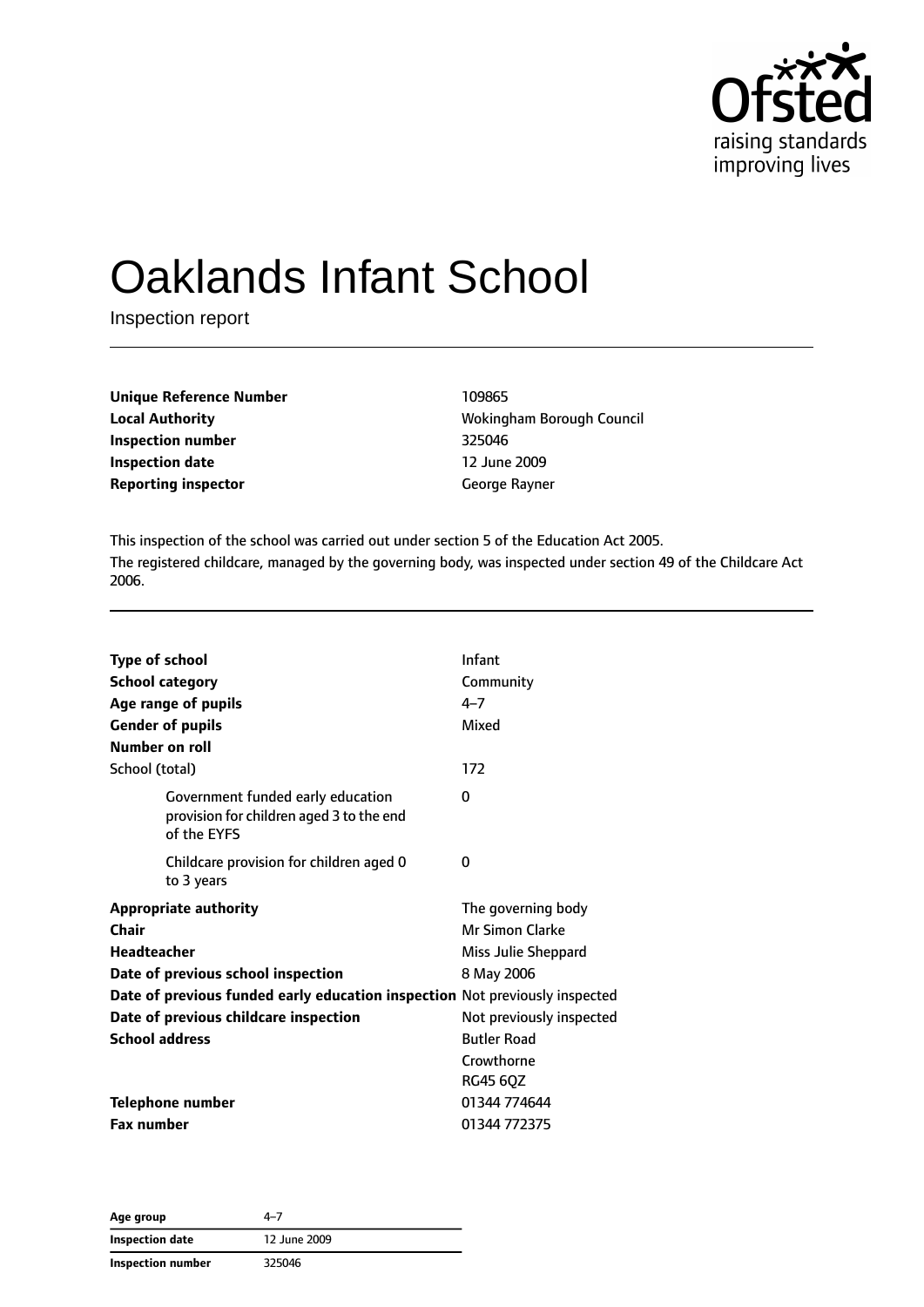Ofsted
raising standards
improving lives

# Oaklands Infant School

Inspection report

| | |
|---|---|
| **Unique Reference Number** | 109865 |
| **Local Authority** | Wokingham Borough Council |
| **Inspection number** | 325046 |
| **Inspection date** | 12 June 2009 |
| **Reporting inspector** | George Rayner |

This inspection of the school was carried out under section 5 of the Education Act 2005.

The registered childcare, managed by the governing body, was inspected under section 49 of the Childcare Act 2006.

| | |
|---|---|
| **Type of school** | Infant |
| **School category** | Community |
| **Age range of pupils** | 4–7 |
| **Gender of pupils** | Mixed |
| **Number on roll** | |
| School (total) | 172 |
| Government funded early education provision for children aged 3 to the end of the EYFS | 0 |
| Childcare provision for children aged 0 to 3 years | 0 |
| **Appropriate authority** | The governing body |
| **Chair** | Mr Simon Clarke |
| **Headteacher** | Miss Julie Sheppard |
| **Date of previous school inspection** | 8 May 2006 |
| **Date of previous funded early education inspection** | Not previously inspected |
| **Date of previous childcare inspection** | Not previously inspected |
| **School address** | Butler Road<br>Crowthorne<br>RG45 6QZ |
| **Telephone number** | 01344 774644 |
| **Fax number** | 01344 772375 |

| | |
|---|---|
| **Age group** | 4–7 |
| **Inspection date** | 12 June 2009 |
| **Inspection number** | 325046 |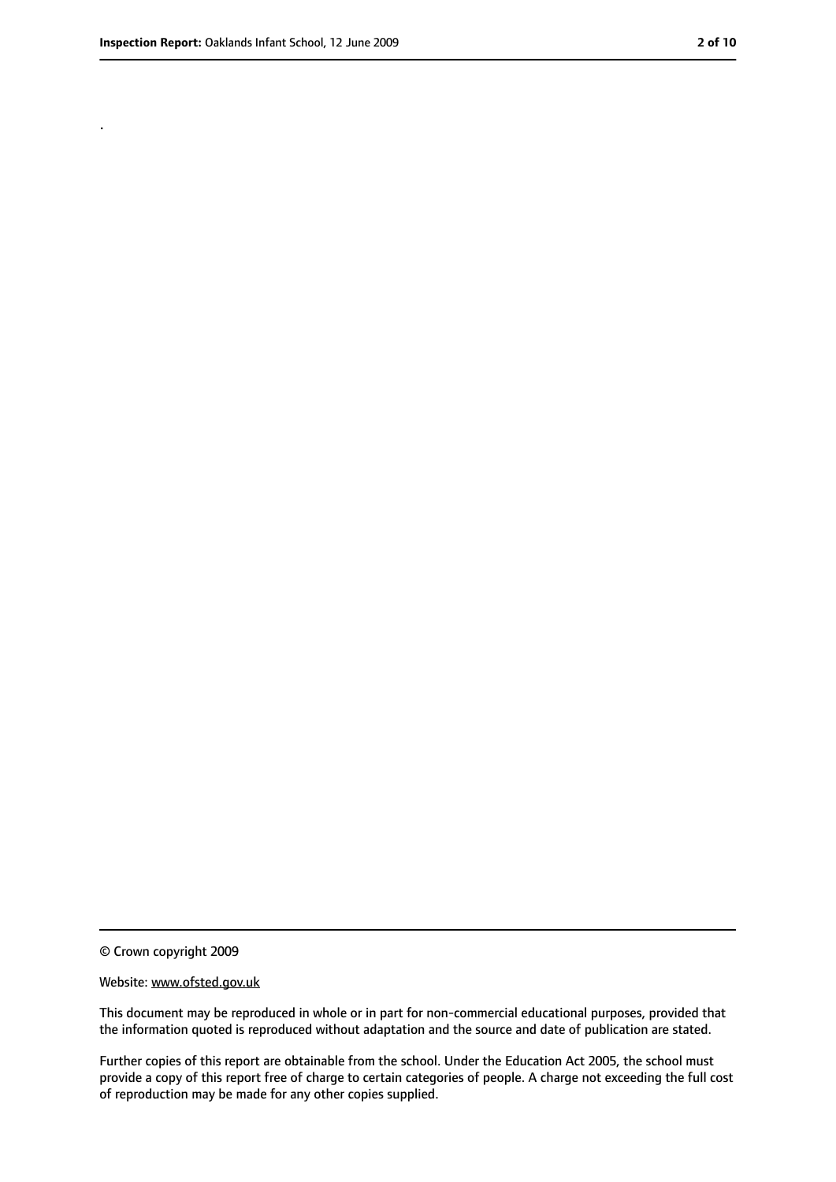.

© Crown copyright 2009

Website: www.ofsted.gov.uk

This document may be reproduced in whole or in part for non-commercial educational purposes, provided that the information quoted is reproduced without adaptation and the source and date of publication are stated.

Further copies of this report are obtainable from the school. Under the Education Act 2005, the school must provide a copy of this report free of charge to certain categories of people. A charge not exceeding the full cost of reproduction may be made for any other copies supplied.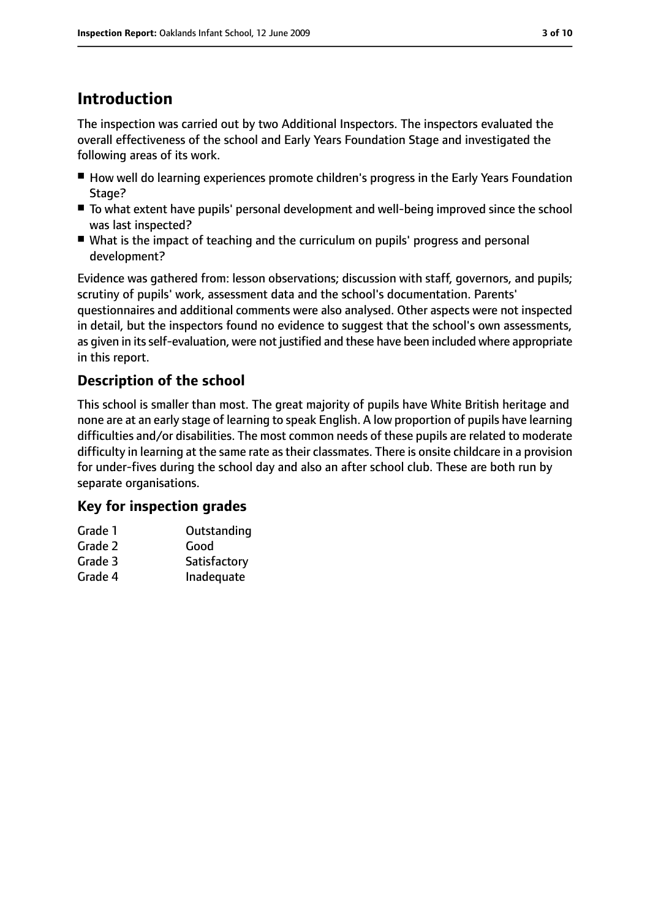## Introduction

The inspection was carried out by two Additional Inspectors. The inspectors evaluated the overall effectiveness of the school and Early Years Foundation Stage and investigated the following areas of its work.

- How well do learning experiences promote children's progress in the Early Years Foundation Stage?
- To what extent have pupils' personal development and well-being improved since the school was last inspected?
- What is the impact of teaching and the curriculum on pupils' progress and personal development?

Evidence was gathered from: lesson observations; discussion with staff, governors, and pupils; scrutiny of pupils' work, assessment data and the school's documentation. Parents' questionnaires and additional comments were also analysed. Other aspects were not inspected in detail, but the inspectors found no evidence to suggest that the school's own assessments, as given in its self-evaluation, were not justified and these have been included where appropriate in this report.

### Description of the school

This school is smaller than most. The great majority of pupils have White British heritage and none are at an early stage of learning to speak English. A low proportion of pupils have learning difficulties and/or disabilities. The most common needs of these pupils are related to moderate difficulty in learning at the same rate as their classmates. There is onsite childcare in a provision for under-fives during the school day and also an after school club. These are both run by separate organisations.

### Key for inspection grades

| | |
|---|---|
| Grade 1 | Outstanding |
| Grade 2 | Good |
| Grade 3 | Satisfactory |
| Grade 4 | Inadequate |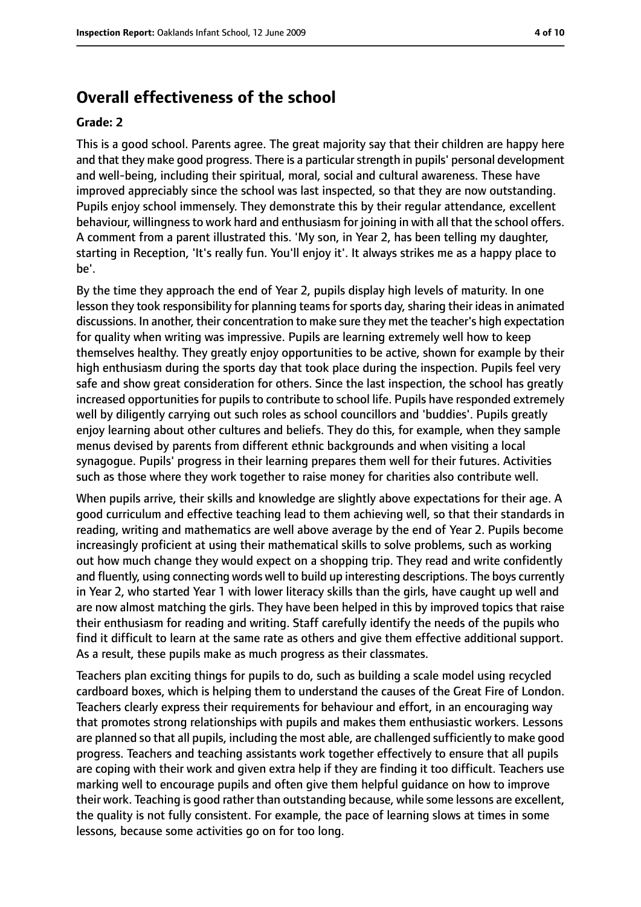## Overall effectiveness of the school

### Grade: 2

This is a good school. Parents agree. The great majority say that their children are happy here and that they make good progress. There is a particular strength in pupils' personal development and well-being, including their spiritual, moral, social and cultural awareness. These have improved appreciably since the school was last inspected, so that they are now outstanding. Pupils enjoy school immensely. They demonstrate this by their regular attendance, excellent behaviour, willingness to work hard and enthusiasm for joining in with all that the school offers. A comment from a parent illustrated this. 'My son, in Year 2, has been telling my daughter, starting in Reception, 'It's really fun. You'll enjoy it'. It always strikes me as a happy place to be'.

By the time they approach the end of Year 2, pupils display high levels of maturity. In one lesson they took responsibility for planning teams for sports day, sharing their ideas in animated discussions. In another, their concentration to make sure they met the teacher's high expectation for quality when writing was impressive. Pupils are learning extremely well how to keep themselves healthy. They greatly enjoy opportunities to be active, shown for example by their high enthusiasm during the sports day that took place during the inspection. Pupils feel very safe and show great consideration for others. Since the last inspection, the school has greatly increased opportunities for pupils to contribute to school life. Pupils have responded extremely well by diligently carrying out such roles as school councillors and 'buddies'. Pupils greatly enjoy learning about other cultures and beliefs. They do this, for example, when they sample menus devised by parents from different ethnic backgrounds and when visiting a local synagogue. Pupils' progress in their learning prepares them well for their futures. Activities such as those where they work together to raise money for charities also contribute well.

When pupils arrive, their skills and knowledge are slightly above expectations for their age. A good curriculum and effective teaching lead to them achieving well, so that their standards in reading, writing and mathematics are well above average by the end of Year 2. Pupils become increasingly proficient at using their mathematical skills to solve problems, such as working out how much change they would expect on a shopping trip. They read and write confidently and fluently, using connecting words well to build up interesting descriptions. The boys currently in Year 2, who started Year 1 with lower literacy skills than the girls, have caught up well and are now almost matching the girls. They have been helped in this by improved topics that raise their enthusiasm for reading and writing. Staff carefully identify the needs of the pupils who find it difficult to learn at the same rate as others and give them effective additional support. As a result, these pupils make as much progress as their classmates.

Teachers plan exciting things for pupils to do, such as building a scale model using recycled cardboard boxes, which is helping them to understand the causes of the Great Fire of London. Teachers clearly express their requirements for behaviour and effort, in an encouraging way that promotes strong relationships with pupils and makes them enthusiastic workers. Lessons are planned so that all pupils, including the most able, are challenged sufficiently to make good progress. Teachers and teaching assistants work together effectively to ensure that all pupils are coping with their work and given extra help if they are finding it too difficult. Teachers use marking well to encourage pupils and often give them helpful guidance on how to improve their work. Teaching is good rather than outstanding because, while some lessons are excellent, the quality is not fully consistent. For example, the pace of learning slows at times in some lessons, because some activities go on for too long.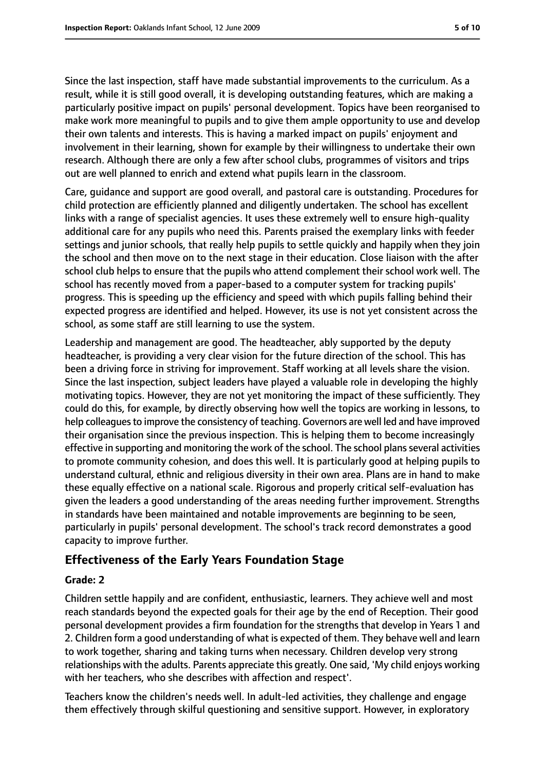Since the last inspection, staff have made substantial improvements to the curriculum. As a result, while it is still good overall, it is developing outstanding features, which are making a particularly positive impact on pupils' personal development. Topics have been reorganised to make work more meaningful to pupils and to give them ample opportunity to use and develop their own talents and interests. This is having a marked impact on pupils' enjoyment and involvement in their learning, shown for example by their willingness to undertake their own research. Although there are only a few after school clubs, programmes of visitors and trips out are well planned to enrich and extend what pupils learn in the classroom.

Care, guidance and support are good overall, and pastoral care is outstanding. Procedures for child protection are efficiently planned and diligently undertaken. The school has excellent links with a range of specialist agencies. It uses these extremely well to ensure high-quality additional care for any pupils who need this. Parents praised the exemplary links with feeder settings and junior schools, that really help pupils to settle quickly and happily when they join the school and then move on to the next stage in their education. Close liaison with the after school club helps to ensure that the pupils who attend complement their school work well. The school has recently moved from a paper-based to a computer system for tracking pupils' progress. This is speeding up the efficiency and speed with which pupils falling behind their expected progress are identified and helped. However, its use is not yet consistent across the school, as some staff are still learning to use the system.

Leadership and management are good. The headteacher, ably supported by the deputy headteacher, is providing a very clear vision for the future direction of the school. This has been a driving force in striving for improvement. Staff working at all levels share the vision. Since the last inspection, subject leaders have played a valuable role in developing the highly motivating topics. However, they are not yet monitoring the impact of these sufficiently. They could do this, for example, by directly observing how well the topics are working in lessons, to help colleagues to improve the consistency of teaching. Governors are well led and have improved their organisation since the previous inspection. This is helping them to become increasingly effective in supporting and monitoring the work of the school. The school plans several activities to promote community cohesion, and does this well. It is particularly good at helping pupils to understand cultural, ethnic and religious diversity in their own area. Plans are in hand to make these equally effective on a national scale. Rigorous and properly critical self-evaluation has given the leaders a good understanding of the areas needing further improvement. Strengths in standards have been maintained and notable improvements are beginning to be seen, particularly in pupils' personal development. The school's track record demonstrates a good capacity to improve further.

## Effectiveness of the Early Years Foundation Stage

**Grade: 2**

Children settle happily and are confident, enthusiastic, learners. They achieve well and most reach standards beyond the expected goals for their age by the end of Reception. Their good personal development provides a firm foundation for the strengths that develop in Years 1 and 2. Children form a good understanding of what is expected of them. They behave well and learn to work together, sharing and taking turns when necessary. Children develop very strong relationships with the adults. Parents appreciate this greatly. One said, 'My child enjoys working with her teachers, who she describes with affection and respect'.

Teachers know the children's needs well. In adult-led activities, they challenge and engage them effectively through skilful questioning and sensitive support. However, in exploratory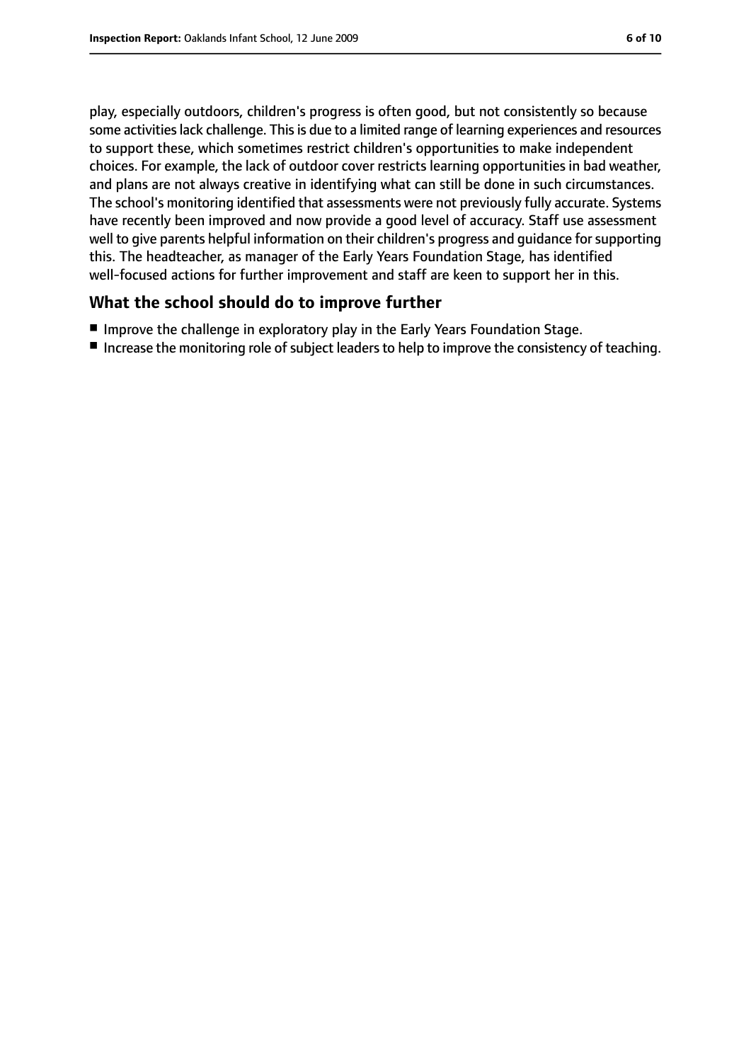play, especially outdoors, children's progress is often good, but not consistently so because some activities lack challenge. This is due to a limited range of learning experiences and resources to support these, which sometimes restrict children's opportunities to make independent choices. For example, the lack of outdoor cover restricts learning opportunities in bad weather, and plans are not always creative in identifying what can still be done in such circumstances. The school's monitoring identified that assessments were not previously fully accurate. Systems have recently been improved and now provide a good level of accuracy. Staff use assessment well to give parents helpful information on their children's progress and guidance for supporting this. The headteacher, as manager of the Early Years Foundation Stage, has identified well-focused actions for further improvement and staff are keen to support her in this.

## What the school should do to improve further

- Improve the challenge in exploratory play in the Early Years Foundation Stage.
- Increase the monitoring role of subject leaders to help to improve the consistency of teaching.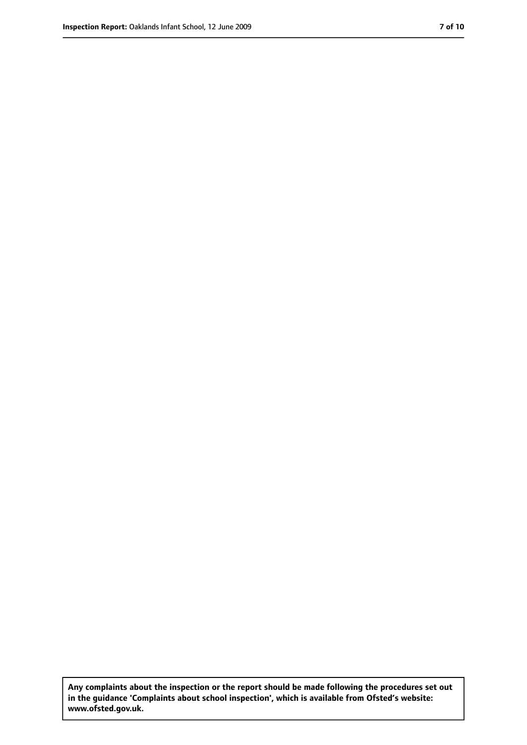**Any complaints about the inspection or the report should be made following the procedures set out in the guidance 'Complaints about school inspection', which is available from Ofsted's website: www.ofsted.gov.uk.**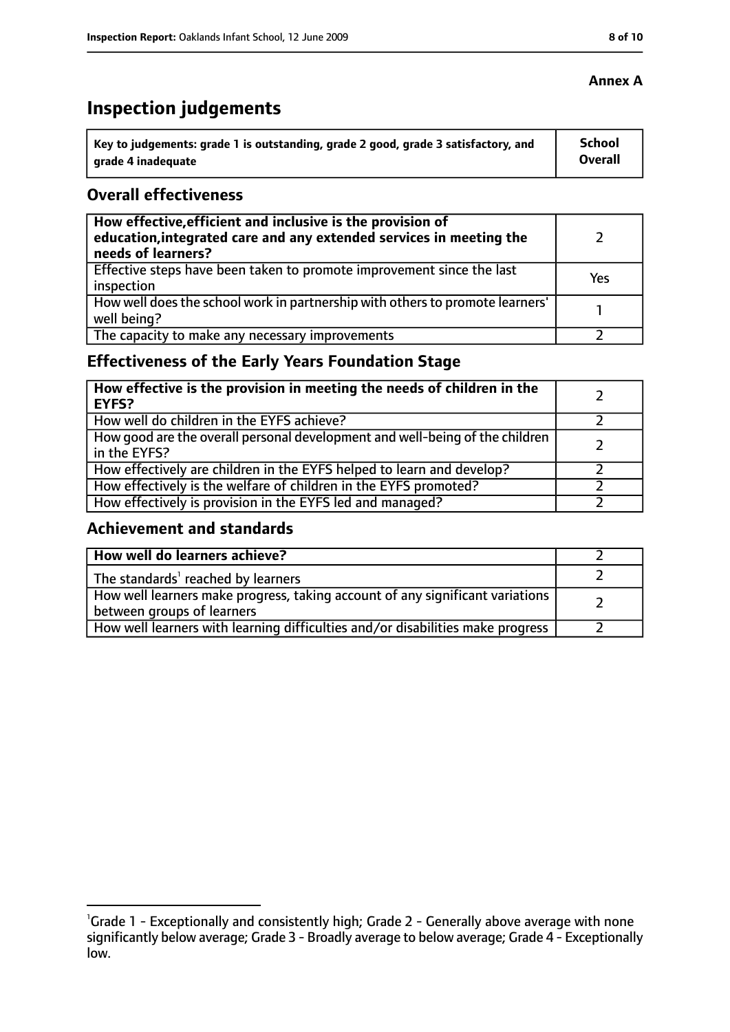**Annex A**

# Inspection judgements

| Key to judgements: grade 1 is outstanding, grade 2 good, grade 3 satisfactory, and grade 4 inadequate | School Overall |
|---|---|

## Overall effectiveness

| How effective, efficient and inclusive is the provision of education, integrated care and any extended services in meeting the needs of learners? | 2 |
|---|---|
| Effective steps have been taken to promote improvement since the last inspection | Yes |
| How well does the school work in partnership with others to promote learners' well being? | 1 |
| The capacity to make any necessary improvements | 2 |

## Effectiveness of the Early Years Foundation Stage

| How effective is the provision in meeting the needs of children in the EYFS? | 2 |
|---|---|
| How well do children in the EYFS achieve? | 2 |
| How good are the overall personal development and well-being of the children in the EYFS? | 2 |
| How effectively are children in the EYFS helped to learn and develop? | 2 |
| How effectively is the welfare of children in the EYFS promoted? | 2 |
| How effectively is provision in the EYFS led and managed? | 2 |

## Achievement and standards

| How well do learners achieve? | 2 |
|---|---|
| The standards[1] reached by learners | 2 |
| How well learners make progress, taking account of any significant variations between groups of learners | 2 |
| How well learners with learning difficulties and/or disabilities make progress | 2 |

[1] Grade 1 - Exceptionally and consistently high; Grade 2 - Generally above average with none significantly below average; Grade 3 - Broadly average to below average; Grade 4 - Exceptionally low.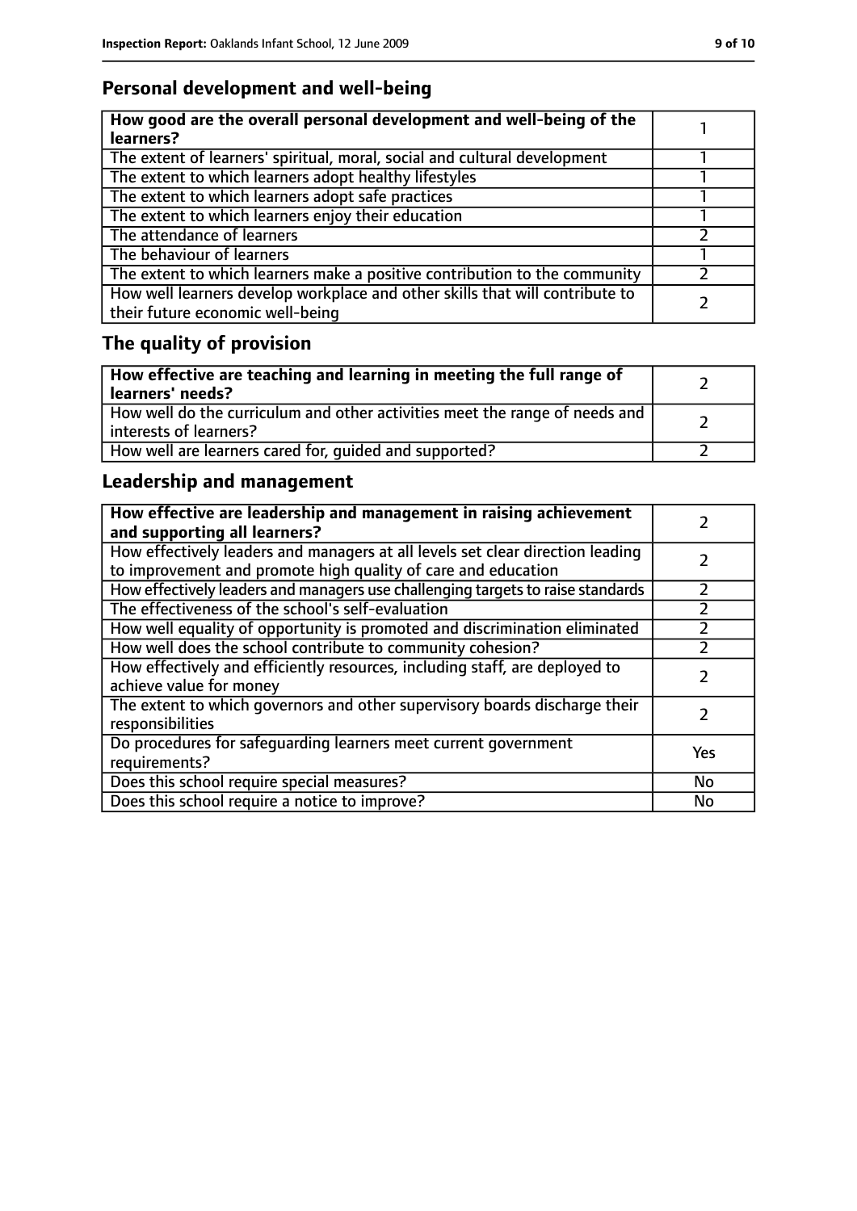## Personal development and well-being

| **How good are the overall personal development and well-being of the learners?** | 1 |
| --- | --- |
| The extent of learners' spiritual, moral, social and cultural development | 1 |
| The extent to which learners adopt healthy lifestyles | 1 |
| The extent to which learners adopt safe practices | 1 |
| The extent to which learners enjoy their education | 1 |
| The attendance of learners | 2 |
| The behaviour of learners | 1 |
| The extent to which learners make a positive contribution to the community | 2 |
| How well learners develop workplace and other skills that will contribute to their future economic well-being | 2 |

## The quality of provision

| **How effective are teaching and learning in meeting the full range of learners' needs?** | 2 |
| --- | --- |
| How well do the curriculum and other activities meet the range of needs and interests of learners? | 2 |
| How well are learners cared for, guided and supported? | 2 |

## Leadership and management

| **How effective are leadership and management in raising achievement and supporting all learners?** | 2 |
| --- | --- |
| How effectively leaders and managers at all levels set clear direction leading to improvement and promote high quality of care and education | 2 |
| How effectively leaders and managers use challenging targets to raise standards | 2 |
| The effectiveness of the school's self-evaluation | 2 |
| How well equality of opportunity is promoted and discrimination eliminated | 2 |
| How well does the school contribute to community cohesion? | 2 |
| How effectively and efficiently resources, including staff, are deployed to achieve value for money | 2 |
| The extent to which governors and other supervisory boards discharge their responsibilities | 2 |
| Do procedures for safeguarding learners meet current government requirements? | Yes |
| Does this school require special measures? | No |
| Does this school require a notice to improve? | No |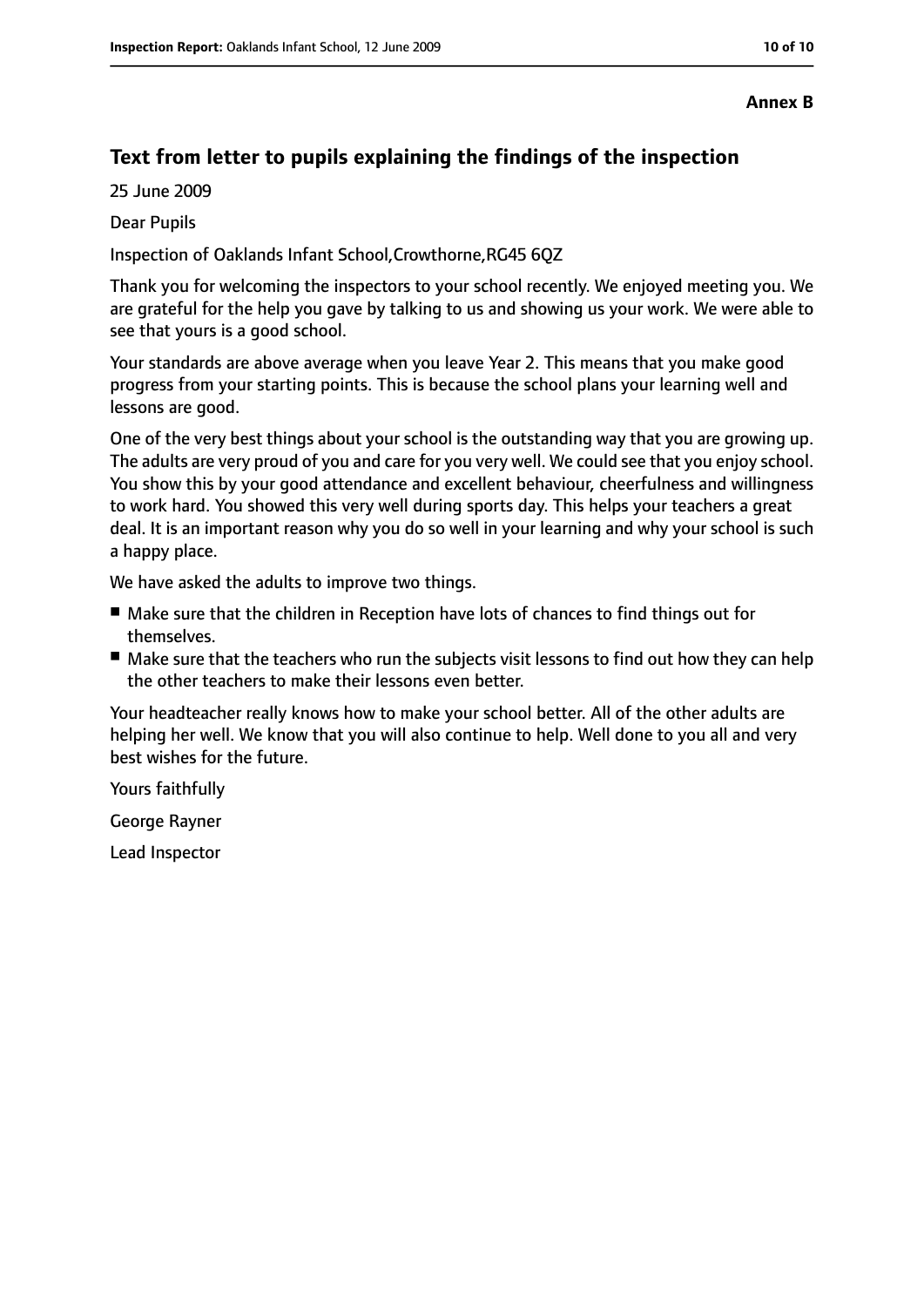**Annex B**

## Text from letter to pupils explaining the findings of the inspection

25 June 2009

Dear Pupils

Inspection of Oaklands Infant School,Crowthorne,RG45 6QZ

Thank you for welcoming the inspectors to your school recently. We enjoyed meeting you. We are grateful for the help you gave by talking to us and showing us your work. We were able to see that yours is a good school.

Your standards are above average when you leave Year 2. This means that you make good progress from your starting points. This is because the school plans your learning well and lessons are good.

One of the very best things about your school is the outstanding way that you are growing up. The adults are very proud of you and care for you very well. We could see that you enjoy school. You show this by your good attendance and excellent behaviour, cheerfulness and willingness to work hard. You showed this very well during sports day. This helps your teachers a great deal. It is an important reason why you do so well in your learning and why your school is such a happy place.

We have asked the adults to improve two things.

- Make sure that the children in Reception have lots of chances to find things out for themselves.
- Make sure that the teachers who run the subjects visit lessons to find out how they can help the other teachers to make their lessons even better.

Your headteacher really knows how to make your school better. All of the other adults are helping her well. We know that you will also continue to help. Well done to you all and very best wishes for the future.

Yours faithfully

George Rayner

Lead Inspector